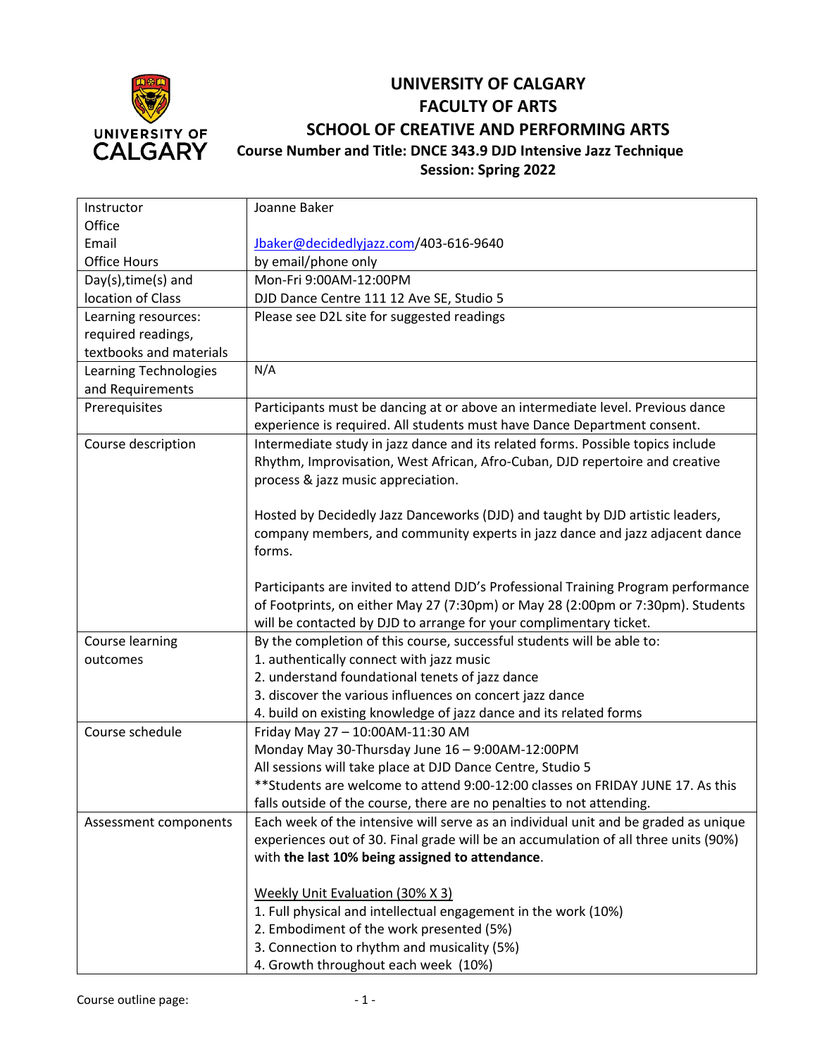# UNIVERSITY OF CALGARY
## FACULTY OF ARTS
## SCHOOL OF CREATIVE AND PERFORMING ARTS
### Course Number and Title: DNCE 343.9 DJD Intensive Jazz Technique
### Session: Spring 2022

| | |
|---|---|
| Instructor<br>Office<br>Email<br>Office Hours | Joanne Baker<br><br>Jbaker@decidedlyjazz.com/403-616-9640<br>by email/phone only |
| Day(s),time(s) and location of Class | Mon-Fri 9:00AM-12:00PM<br>DJD Dance Centre 111 12 Ave SE, Studio 5 |
| Learning resources: required readings, textbooks and materials | Please see D2L site for suggested readings |
| Learning Technologies and Requirements | N/A |
| Prerequisites | Participants must be dancing at or above an intermediate level. Previous dance experience is required. All students must have Dance Department consent. |
| Course description | Intermediate study in jazz dance and its related forms. Possible topics include Rhythm, Improvisation, West African, Afro-Cuban, DJD repertoire and creative process & jazz music appreciation.<br><br>Hosted by Decidedly Jazz Danceworks (DJD) and taught by DJD artistic leaders, company members, and community experts in jazz dance and jazz adjacent dance forms.<br><br>Participants are invited to attend DJD's Professional Training Program performance of Footprints, on either May 27 (7:30pm) or May 28 (2:00pm or 7:30pm). Students will be contacted by DJD to arrange for your complimentary ticket. |
| Course learning outcomes | By the completion of this course, successful students will be able to:<br>1. authentically connect with jazz music<br>2. understand foundational tenets of jazz dance<br>3. discover the various influences on concert jazz dance<br>4. build on existing knowledge of jazz dance and its related forms |
| Course schedule | Friday May 27 – 10:00AM-11:30 AM<br>Monday May 30-Thursday June 16 – 9:00AM-12:00PM<br>All sessions will take place at DJD Dance Centre, Studio 5<br>**Students are welcome to attend 9:00-12:00 classes on FRIDAY JUNE 17. As this falls outside of the course, there are no penalties to not attending. |
| Assessment components | Each week of the intensive will serve as an individual unit and be graded as unique experiences out of 30. Final grade will be an accumulation of all three units (90%) with **the last 10% being assigned to attendance**.<br><br>Weekly Unit Evaluation (30% X 3)<br>1. Full physical and intellectual engagement in the work (10%)<br>2. Embodiment of the work presented (5%)<br>3. Connection to rhythm and musicality (5%)<br>4. Growth throughout each week (10%) |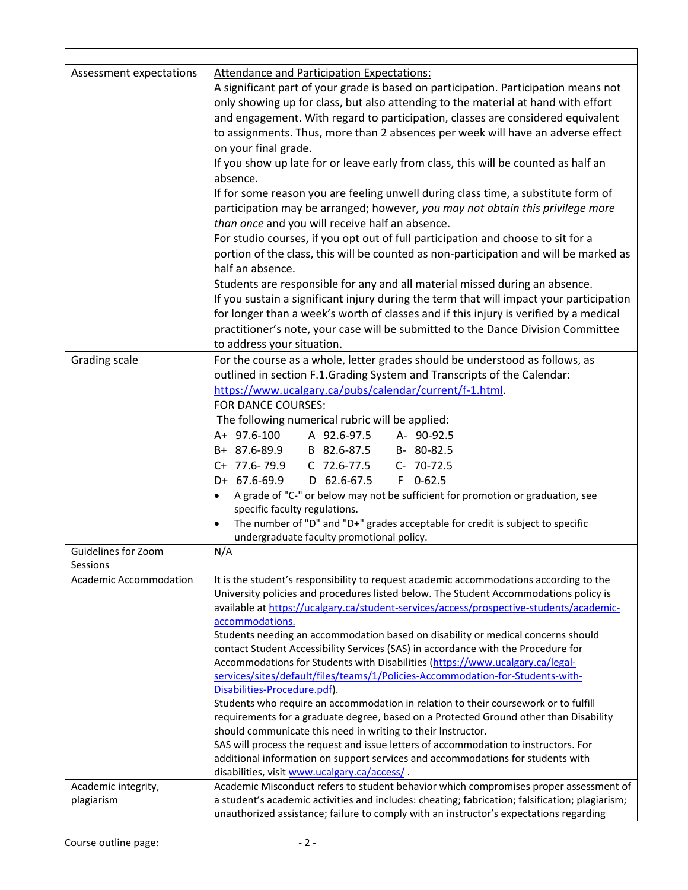| | |
|---|---|
| Assessment expectations | <u>Attendance and Participation Expectations:</u><br>A significant part of your grade is based on participation. Participation means not only showing up for class, but also attending to the material at hand with effort and engagement. With regard to participation, classes are considered equivalent to assignments. Thus, more than 2 absences per week will have an adverse effect on your final grade.<br>If you show up late for or leave early from class, this will be counted as half an absence.<br>If for some reason you are feeling unwell during class time, a substitute form of participation may be arranged; however, *you may not obtain this privilege more than once* and you will receive half an absence.<br>For studio courses, if you opt out of full participation and choose to sit for a portion of the class, this will be counted as non-participation and will be marked as half an absence.<br>Students are responsible for any and all material missed during an absence.<br>If you sustain a significant injury during the term that will impact your participation for longer than a week's worth of classes and if this injury is verified by a medical practitioner's note, your case will be submitted to the Dance Division Committee to address your situation. |
| Grading scale | For the course as a whole, letter grades should be understood as follows, as outlined in section F.1.Grading System and Transcripts of the Calendar: https://www.ucalgary.ca/pubs/calendar/current/f-1.html.<br>FOR DANCE COURSES:<br>The following numerical rubric will be applied:<br>A+ 97.6-100 &nbsp;&nbsp; A 92.6-97.5 &nbsp;&nbsp; A- 90-92.5<br>B+ 87.6-89.9 &nbsp;&nbsp; B 82.6-87.5 &nbsp;&nbsp; B- 80-82.5<br>C+ 77.6- 79.9 &nbsp;&nbsp; C 72.6-77.5 &nbsp;&nbsp; C- 70-72.5<br>D+ 67.6-69.9 &nbsp;&nbsp; D 62.6-67.5 &nbsp;&nbsp; F 0-62.5<br>• A grade of "C-" or below may not be sufficient for promotion or graduation, see specific faculty regulations.<br>• The number of "D" and "D+" grades acceptable for credit is subject to specific undergraduate faculty promotional policy. |
| Guidelines for Zoom Sessions | N/A |
| Academic Accommodation | It is the student's responsibility to request academic accommodations according to the University policies and procedures listed below. The Student Accommodations policy is available at https://ucalgary.ca/student-services/access/prospective-students/academic-accommodations.<br>Students needing an accommodation based on disability or medical concerns should contact Student Accessibility Services (SAS) in accordance with the Procedure for Accommodations for Students with Disabilities (https://www.ucalgary.ca/legal-services/sites/default/files/teams/1/Policies-Accommodation-for-Students-with-Disabilities-Procedure.pdf).<br>Students who require an accommodation in relation to their coursework or to fulfill requirements for a graduate degree, based on a Protected Ground other than Disability should communicate this need in writing to their Instructor.<br>SAS will process the request and issue letters of accommodation to instructors. For additional information on support services and accommodations for students with disabilities, visit www.ucalgary.ca/access/ . |
| Academic integrity, plagiarism | Academic Misconduct refers to student behavior which compromises proper assessment of a student's academic activities and includes: cheating; fabrication; falsification; plagiarism; unauthorized assistance; failure to comply with an instructor's expectations regarding |

Course outline page: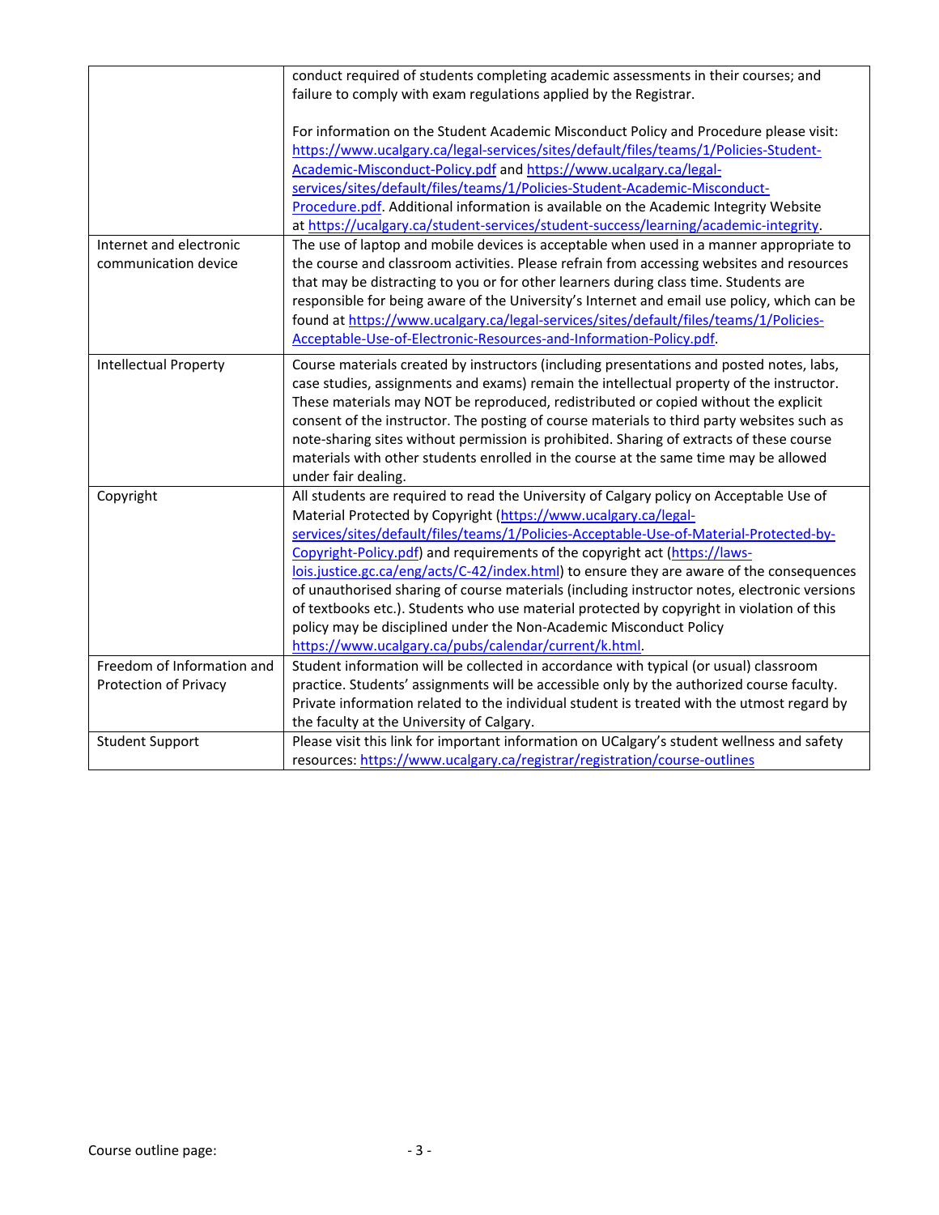| | |
|---|---|
| | conduct required of students completing academic assessments in their courses; and failure to comply with exam regulations applied by the Registrar.<br><br>For information on the Student Academic Misconduct Policy and Procedure please visit: https://www.ucalgary.ca/legal-services/sites/default/files/teams/1/Policies-Student-Academic-Misconduct-Policy.pdf and https://www.ucalgary.ca/legal-services/sites/default/files/teams/1/Policies-Student-Academic-Misconduct-Procedure.pdf. Additional information is available on the Academic Integrity Website at https://ucalgary.ca/student-services/student-success/learning/academic-integrity. |
| Internet and electronic communication device | The use of laptop and mobile devices is acceptable when used in a manner appropriate to the course and classroom activities. Please refrain from accessing websites and resources that may be distracting to you or for other learners during class time. Students are responsible for being aware of the University's Internet and email use policy, which can be found at https://www.ucalgary.ca/legal-services/sites/default/files/teams/1/Policies-Acceptable-Use-of-Electronic-Resources-and-Information-Policy.pdf. |
| Intellectual Property | Course materials created by instructors (including presentations and posted notes, labs, case studies, assignments and exams) remain the intellectual property of the instructor. These materials may NOT be reproduced, redistributed or copied without the explicit consent of the instructor. The posting of course materials to third party websites such as note-sharing sites without permission is prohibited. Sharing of extracts of these course materials with other students enrolled in the course at the same time may be allowed under fair dealing. |
| Copyright | All students are required to read the University of Calgary policy on Acceptable Use of Material Protected by Copyright (https://www.ucalgary.ca/legal-services/sites/default/files/teams/1/Policies-Acceptable-Use-of-Material-Protected-by-Copyright-Policy.pdf) and requirements of the copyright act (https://laws-lois.justice.gc.ca/eng/acts/C-42/index.html) to ensure they are aware of the consequences of unauthorised sharing of course materials (including instructor notes, electronic versions of textbooks etc.). Students who use material protected by copyright in violation of this policy may be disciplined under the Non-Academic Misconduct Policy https://www.ucalgary.ca/pubs/calendar/current/k.html. |
| Freedom of Information and Protection of Privacy | Student information will be collected in accordance with typical (or usual) classroom practice. Students' assignments will be accessible only by the authorized course faculty. Private information related to the individual student is treated with the utmost regard by the faculty at the University of Calgary. |
| Student Support | Please visit this link for important information on UCalgary's student wellness and safety resources: https://www.ucalgary.ca/registrar/registration/course-outlines |